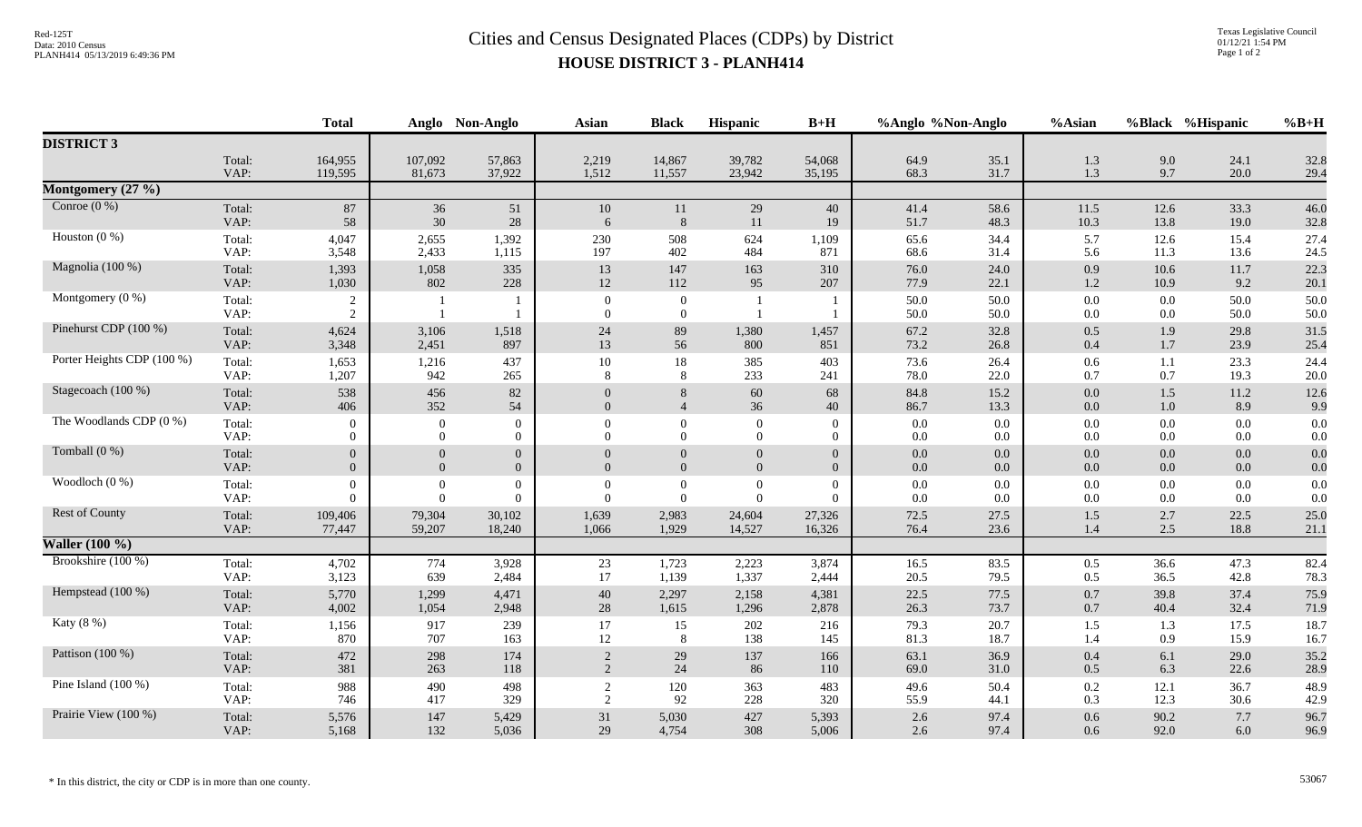# Cities and Census Designated Places (CDPs) by District

## HOUSE DISTRICT 3 - PLANH414

Red-125T
Data: 2010 Census
PLANH414 05/13/2019 6:49:36 PM

Texas Legislative Council
01/12/21 1:54 PM

| | | Total | Anglo | Non-Anglo | Asian | Black | Hispanic | B+H | %Anglo | %Non-Anglo | %Asian | %Black | %Hispanic | %B+H |
|---|---|---|---|---|---|---|---|---|---|---|---|---|---|---|
| **DISTRICT 3** | | | | | | | | | | | | | | |
| | Total: | 164,955 | 107,092 | 57,863 | 2,219 | 14,867 | 39,782 | 54,068 | 64.9 | 35.1 | 1.3 | 9.0 | 24.1 | 32.8 |
| | VAP: | 119,595 | 81,673 | 37,922 | 1,512 | 11,557 | 23,942 | 35,195 | 68.3 | 31.7 | 1.3 | 9.7 | 20.0 | 29.4 |
| **Montgomery (27 %)** | | | | | | | | | | | | | | |
| Conroe (0 %) | Total: | 87 | 36 | 51 | 10 | 11 | 29 | 40 | 41.4 | 58.6 | 11.5 | 12.6 | 33.3 | 46.0 |
| | VAP: | 58 | 30 | 28 | 6 | 8 | 11 | 19 | 51.7 | 48.3 | 10.3 | 13.8 | 19.0 | 32.8 |
| Houston (0 %) | Total: | 4,047 | 2,655 | 1,392 | 230 | 508 | 624 | 1,109 | 65.6 | 34.4 | 5.7 | 12.6 | 15.4 | 27.4 |
| | VAP: | 3,548 | 2,433 | 1,115 | 197 | 402 | 484 | 871 | 68.6 | 31.4 | 5.6 | 11.3 | 13.6 | 24.5 |
| Magnolia (100 %) | Total: | 1,393 | 1,058 | 335 | 13 | 147 | 163 | 310 | 76.0 | 24.0 | 0.9 | 10.6 | 11.7 | 22.3 |
| | VAP: | 1,030 | 802 | 228 | 12 | 112 | 95 | 207 | 77.9 | 22.1 | 1.2 | 10.9 | 9.2 | 20.1 |
| Montgomery (0 %) | Total: | 2 | 1 | 1 | 0 | 0 | 1 | 1 | 50.0 | 50.0 | 0.0 | 0.0 | 50.0 | 50.0 |
| | VAP: | 2 | 1 | 1 | 0 | 0 | 1 | 1 | 50.0 | 50.0 | 0.0 | 0.0 | 50.0 | 50.0 |
| Pinehurst CDP (100 %) | Total: | 4,624 | 3,106 | 1,518 | 24 | 89 | 1,380 | 1,457 | 67.2 | 32.8 | 0.5 | 1.9 | 29.8 | 31.5 |
| | VAP: | 3,348 | 2,451 | 897 | 13 | 56 | 800 | 851 | 73.2 | 26.8 | 0.4 | 1.7 | 23.9 | 25.4 |
| Porter Heights CDP (100 %) | Total: | 1,653 | 1,216 | 437 | 10 | 18 | 385 | 403 | 73.6 | 26.4 | 0.6 | 1.1 | 23.3 | 24.4 |
| | VAP: | 1,207 | 942 | 265 | 8 | 8 | 233 | 241 | 78.0 | 22.0 | 0.7 | 0.7 | 19.3 | 20.0 |
| Stagecoach (100 %) | Total: | 538 | 456 | 82 | 0 | 8 | 60 | 68 | 84.8 | 15.2 | 0.0 | 1.5 | 11.2 | 12.6 |
| | VAP: | 406 | 352 | 54 | 0 | 4 | 36 | 40 | 86.7 | 13.3 | 0.0 | 1.0 | 8.9 | 9.9 |
| The Woodlands CDP (0 %) | Total: | 0 | 0 | 0 | 0 | 0 | 0 | 0 | 0.0 | 0.0 | 0.0 | 0.0 | 0.0 | 0.0 |
| | VAP: | 0 | 0 | 0 | 0 | 0 | 0 | 0 | 0.0 | 0.0 | 0.0 | 0.0 | 0.0 | 0.0 |
| Tomball (0 %) | Total: | 0 | 0 | 0 | 0 | 0 | 0 | 0 | 0.0 | 0.0 | 0.0 | 0.0 | 0.0 | 0.0 |
| | VAP: | 0 | 0 | 0 | 0 | 0 | 0 | 0 | 0.0 | 0.0 | 0.0 | 0.0 | 0.0 | 0.0 |
| Woodloch (0 %) | Total: | 0 | 0 | 0 | 0 | 0 | 0 | 0 | 0.0 | 0.0 | 0.0 | 0.0 | 0.0 | 0.0 |
| | VAP: | 0 | 0 | 0 | 0 | 0 | 0 | 0 | 0.0 | 0.0 | 0.0 | 0.0 | 0.0 | 0.0 |
| Rest of County | Total: | 109,406 | 79,304 | 30,102 | 1,639 | 2,983 | 24,604 | 27,326 | 72.5 | 27.5 | 1.5 | 2.7 | 22.5 | 25.0 |
| | VAP: | 77,447 | 59,207 | 18,240 | 1,066 | 1,929 | 14,527 | 16,326 | 76.4 | 23.6 | 1.4 | 2.5 | 18.8 | 21.1 |
| **Waller (100 %)** | | | | | | | | | | | | | | |
| Brookshire (100 %) | Total: | 4,702 | 774 | 3,928 | 23 | 1,723 | 2,223 | 3,874 | 16.5 | 83.5 | 0.5 | 36.6 | 47.3 | 82.4 |
| | VAP: | 3,123 | 639 | 2,484 | 17 | 1,139 | 1,337 | 2,444 | 20.5 | 79.5 | 0.5 | 36.5 | 42.8 | 78.3 |
| Hempstead (100 %) | Total: | 5,770 | 1,299 | 4,471 | 40 | 2,297 | 2,158 | 4,381 | 22.5 | 77.5 | 0.7 | 39.8 | 37.4 | 75.9 |
| | VAP: | 4,002 | 1,054 | 2,948 | 28 | 1,615 | 1,296 | 2,878 | 26.3 | 73.7 | 0.7 | 40.4 | 32.4 | 71.9 |
| Katy (8 %) | Total: | 1,156 | 917 | 239 | 17 | 15 | 202 | 216 | 79.3 | 20.7 | 1.5 | 1.3 | 17.5 | 18.7 |
| | VAP: | 870 | 707 | 163 | 12 | 8 | 138 | 145 | 81.3 | 18.7 | 1.4 | 0.9 | 15.9 | 16.7 |
| Pattison (100 %) | Total: | 472 | 298 | 174 | 2 | 29 | 137 | 166 | 63.1 | 36.9 | 0.4 | 6.1 | 29.0 | 35.2 |
| | VAP: | 381 | 263 | 118 | 2 | 24 | 86 | 110 | 69.0 | 31.0 | 0.5 | 6.3 | 22.6 | 28.9 |
| Pine Island (100 %) | Total: | 988 | 490 | 498 | 2 | 120 | 363 | 483 | 49.6 | 50.4 | 0.2 | 12.1 | 36.7 | 48.9 |
| | VAP: | 746 | 417 | 329 | 2 | 92 | 228 | 320 | 55.9 | 44.1 | 0.3 | 12.3 | 30.6 | 42.9 |
| Prairie View (100 %) | Total: | 5,576 | 147 | 5,429 | 31 | 5,030 | 427 | 5,393 | 2.6 | 97.4 | 0.6 | 90.2 | 7.7 | 96.7 |
| | VAP: | 5,168 | 132 | 5,036 | 29 | 4,754 | 308 | 5,006 | 2.6 | 97.4 | 0.6 | 92.0 | 6.0 | 96.9 |

\* In this district, the city or CDP is in more than one county.

53067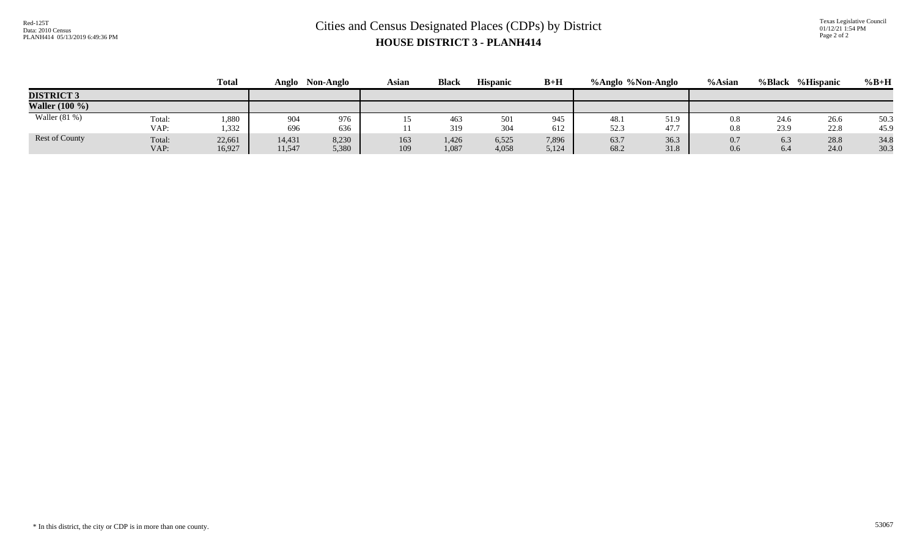# Cities and Census Designated Places (CDPs) by District

## HOUSE DISTRICT 3 - PLANH414

| | | Total | Anglo | Non-Anglo | Asian | Black | Hispanic | B+H | %Anglo | %Non-Anglo | %Asian | %Black | %Hispanic | %B+H |
|---|---|---|---|---|---|---|---|---|---|---|---|---|---|---|
| **DISTRICT 3** | | | | | | | | | | | | | | |
| **Waller (100 %)** | | | | | | | | | | | | | | |
| Waller (81 %) | Total: | 1,880 | 904 | 976 | 15 | 463 | 501 | 945 | 48.1 | 51.9 | 0.8 | 24.6 | 26.6 | 50.3 |
| | VAP: | 1,332 | 696 | 636 | 11 | 319 | 304 | 612 | 52.3 | 47.7 | 0.8 | 23.9 | 22.8 | 45.9 |
| Rest of County | Total: | 22,661 | 14,431 | 8,230 | 163 | 1,426 | 6,525 | 7,896 | 63.7 | 36.3 | 0.7 | 6.3 | 28.8 | 34.8 |
| | VAP: | 16,927 | 11,547 | 5,380 | 109 | 1,087 | 4,058 | 5,124 | 68.2 | 31.8 | 0.6 | 6.4 | 24.0 | 30.3 |

* In this district, the city or CDP is in more than one county.